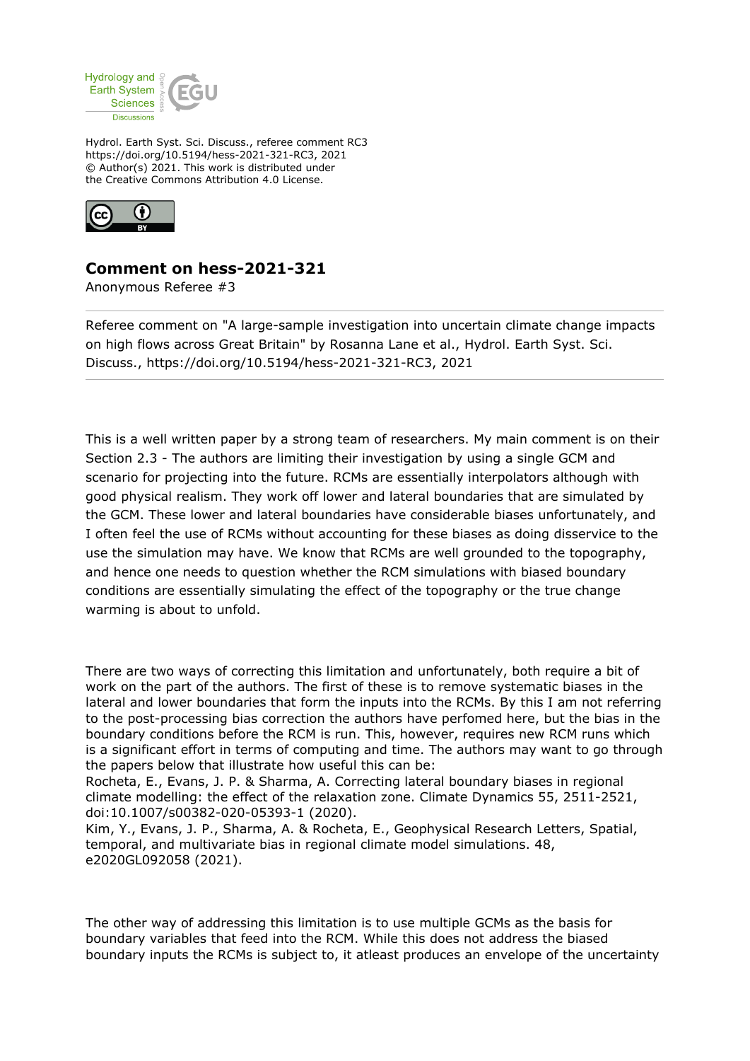Hydrol. Earth Syst. Sci. Discuss., referee comment RC3
https://doi.org/10.5194/hess-2021-321-RC3, 2021
© Author(s) 2021. This work is distributed under
the Creative Commons Attribution 4.0 License.

## Comment on hess-2021-321

Anonymous Referee #3

---

Referee comment on "A large-sample investigation into uncertain climate change impacts on high flows across Great Britain" by Rosanna Lane et al., Hydrol. Earth Syst. Sci. Discuss., https://doi.org/10.5194/hess-2021-321-RC3, 2021

---

This is a well written paper by a strong team of researchers. My main comment is on their Section 2.3 - The authors are limiting their investigation by using a single GCM and scenario for projecting into the future. RCMs are essentially interpolators although with good physical realism. They work off lower and lateral boundaries that are simulated by the GCM. These lower and lateral boundaries have considerable biases unfortunately, and I often feel the use of RCMs without accounting for these biases as doing disservice to the use the simulation may have. We know that RCMs are well grounded to the topography, and hence one needs to question whether the RCM simulations with biased boundary conditions are essentially simulating the effect of the topography or the true change warming is about to unfold.

There are two ways of correcting this limitation and unfortunately, both require a bit of work on the part of the authors. The first of these is to remove systematic biases in the lateral and lower boundaries that form the inputs into the RCMs. By this I am not referring to the post-processing bias correction the authors have perfomed here, but the bias in the boundary conditions before the RCM is run. This, however, requires new RCM runs which is a significant effort in terms of computing and time. The authors may want to go through the papers below that illustrate how useful this can be:
Rocheta, E., Evans, J. P. & Sharma, A. Correcting lateral boundary biases in regional climate modelling: the effect of the relaxation zone. Climate Dynamics 55, 2511-2521, doi:10.1007/s00382-020-05393-1 (2020).
Kim, Y., Evans, J. P., Sharma, A. & Rocheta, E., Geophysical Research Letters, Spatial, temporal, and multivariate bias in regional climate model simulations. 48, e2020GL092058 (2021).

The other way of addressing this limitation is to use multiple GCMs as the basis for boundary variables that feed into the RCM. While this does not address the biased boundary inputs the RCMs is subject to, it atleast produces an envelope of the uncertainty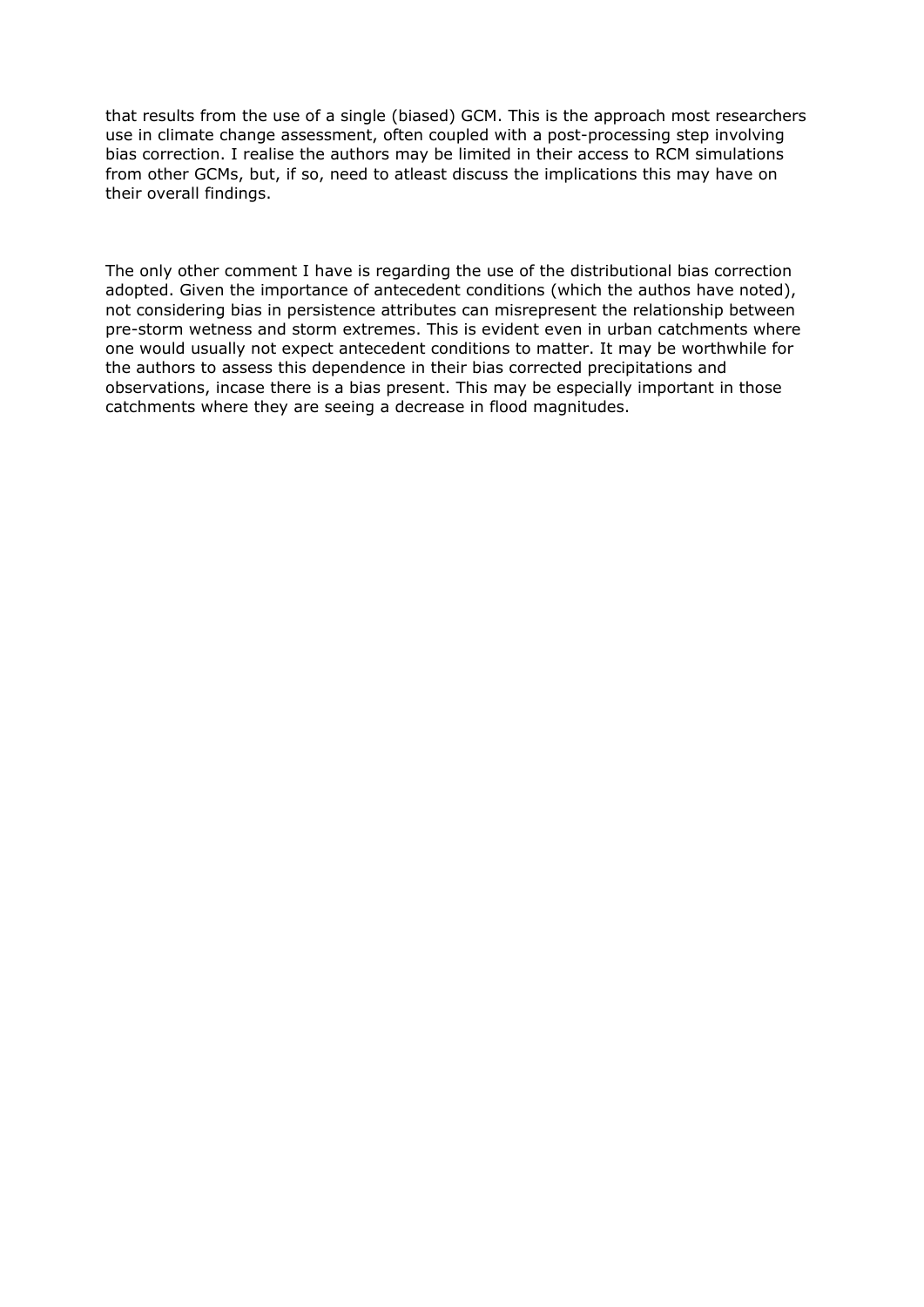that results from the use of a single (biased) GCM. This is the approach most researchers use in climate change assessment, often coupled with a post-processing step involving bias correction. I realise the authors may be limited in their access to RCM simulations from other GCMs, but, if so, need to atleast discuss the implications this may have on their overall findings.

The only other comment I have is regarding the use of the distributional bias correction adopted. Given the importance of antecedent conditions (which the authos have noted), not considering bias in persistence attributes can misrepresent the relationship between pre-storm wetness and storm extremes. This is evident even in urban catchments where one would usually not expect antecedent conditions to matter. It may be worthwhile for the authors to assess this dependence in their bias corrected precipitations and observations, incase there is a bias present. This may be especially important in those catchments where they are seeing a decrease in flood magnitudes.